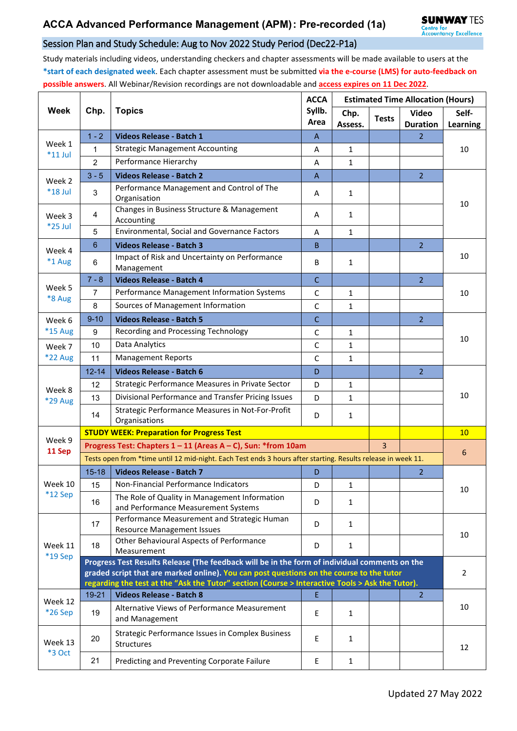# ACCA Advanced Performance Management (APM): Pre-recorded (1a)

SUNWAY TES Centre for Accountancy Excellence

## Session Plan and Study Schedule: Aug to Nov 2022 Study Period (Dec22-P1a)

Study materials including videos, understanding checkers and chapter assessments will be made available to users at the ***start of each designated week**. Each chapter assessment must be submitted **via the e-course (LMS) for auto-feedback on possible answers**. All Webinar/Revision recordings are not downloadable and **access expires on 11 Dec 2022**.

| Week | Chp. | Topics | ACCA Syllb. Area | Estimated Time Allocation (Hours) | | | |
|---|---|---|---|---|---|---|---|
| | | | | Chp. Assess. | Tests | Video Duration | Self-Learning |
| Week 1 *11 Jul | 1 - 2 | **Videos Release - Batch 1** | A | | | 2 | 10 |
| | 1 | Strategic Management Accounting | A | 1 | | | |
| | 2 | Performance Hierarchy | A | 1 | | | |
| Week 2 *18 Jul | 3 - 5 | **Videos Release - Batch 2** | A | | | 2 | 10 |
| | 3 | Performance Management and Control of The Organisation | A | 1 | | | |
| Week 3 *25 Jul | 4 | Changes in Business Structure & Management Accounting | A | 1 | | | |
| | 5 | Environmental, Social and Governance Factors | A | 1 | | | |
| Week 4 *1 Aug | 6 | **Videos Release - Batch 3** | B | | | 2 | 10 |
| | 6 | Impact of Risk and Uncertainty on Performance Management | B | 1 | | | |
| Week 5 *8 Aug | 7 - 8 | **Videos Release - Batch 4** | C | | | 2 | 10 |
| | 7 | Performance Management Information Systems | C | 1 | | | |
| | 8 | Sources of Management Information | C | 1 | | | |
| Week 6 *15 Aug | 9-10 | **Videos Release - Batch 5** | C | | | 2 | 10 |
| | 9 | Recording and Processing Technology | C | 1 | | | |
| Week 7 *22 Aug | 10 | Data Analytics | C | 1 | | | |
| | 11 | Management Reports | C | 1 | | | |
| Week 8 *29 Aug | 12-14 | **Videos Release - Batch 6** | D | | | 2 | 10 |
| | 12 | Strategic Performance Measures in Private Sector | D | 1 | | | |
| | 13 | Divisional Performance and Transfer Pricing Issues | D | 1 | | | |
| | 14 | Strategic Performance Measures in Not-For-Profit Organisations | D | 1 | | | |
| Week 9 **11 Sep** | **STUDY WEEK: Preparation for Progress Test** | | | | | | 10 |
| | **Progress Test: Chapters 1 – 11 (Areas A – C), Sun: *from 10am** | | | | 3 | | 6 |
| | Tests open from *time until 12 mid-night. Each Test ends 3 hours after starting. Results release in week 11. | | | | | | |
| Week 10 *12 Sep | 15-18 | **Videos Release - Batch 7** | D | | | 2 | 10 |
| | 15 | Non-Financial Performance Indicators | D | 1 | | | |
| | 16 | The Role of Quality in Management Information and Performance Measurement Systems | D | 1 | | | |
| Week 11 *19 Sep | 17 | Performance Measurement and Strategic Human Resource Management Issues | D | 1 | | | 10 |
| | 18 | Other Behavioural Aspects of Performance Measurement | D | 1 | | | |
| | **Progress Test Results Release (The feedback will be in the form of individual comments on the graded script that are marked online). You can post questions on the course to the tutor regarding the test at the "Ask the Tutor" section (Course > Interactive Tools > Ask the Tutor).** | | | | | | 2 |
| Week 12 *26 Sep | 19-21 | **Videos Release - Batch 8** | E | | | 2 | 10 |
| | 19 | Alternative Views of Performance Measurement and Management | E | 1 | | | |
| Week 13 *3 Oct | 20 | Strategic Performance Issues in Complex Business Structures | E | 1 | | | 12 |
| | 21 | Predicting and Preventing Corporate Failure | E | 1 | | | |

Updated 27 May 2022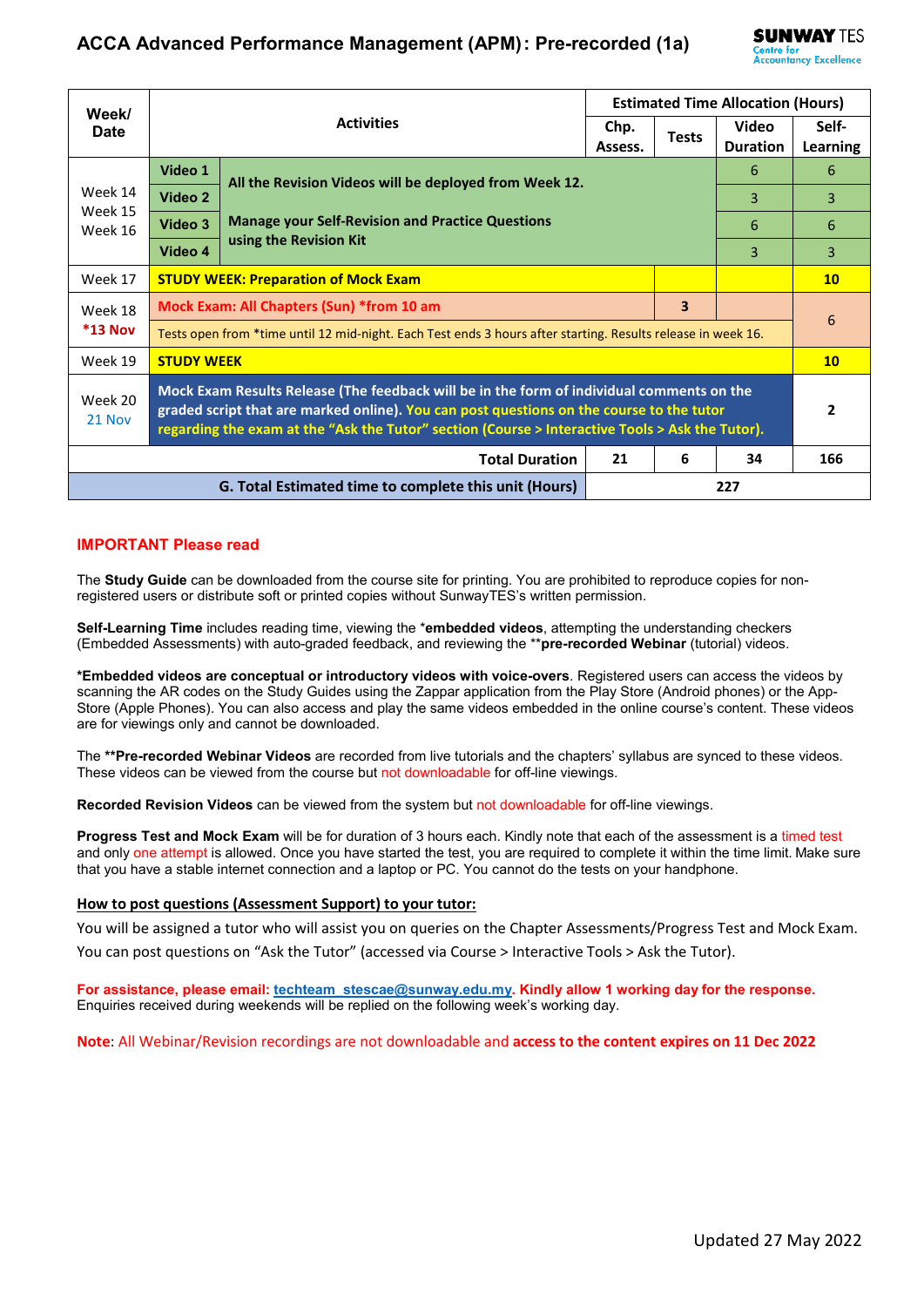# ACCA Advanced Performance Management (APM): Pre-recorded (1a)

| Week/ Date | Activities | | Estimated Time Allocation (Hours) | | | |
|---|---|---|---|---|---|---|
| | | | Chp. Assess. | Tests | Video Duration | Self-Learning |
| Week 14 Week 15 Week 16 | Video 1 | All the Revision Videos will be deployed from Week 12. Manage your Self-Revision and Practice Questions using the Revision Kit | | | 6 | 6 |
| | Video 2 | | | | 3 | 3 |
| | Video 3 | | | | 6 | 6 |
| | Video 4 | | | | 3 | 3 |
| Week 17 | STUDY WEEK: Preparation of Mock Exam | | | | | 10 |
| Week 18 *13 Nov | Mock Exam: All Chapters (Sun) *from 10 am | | | 3 | | 6 |
| | Tests open from *time until 12 mid-night. Each Test ends 3 hours after starting. Results release in week 16. | | | | | |
| Week 19 | STUDY WEEK | | | | | 10 |
| Week 20 21 Nov | Mock Exam Results Release (The feedback will be in the form of individual comments on the graded script that are marked online). You can post questions on the course to the tutor regarding the exam at the "Ask the Tutor" section (Course > Interactive Tools > Ask the Tutor). | | | | | 2 |
| | | Total Duration | 21 | 6 | 34 | 166 |
| | | G. Total Estimated time to complete this unit (Hours) | 227 | | | |

## IMPORTANT Please read

The **Study Guide** can be downloaded from the course site for printing. You are prohibited to reproduce copies for non-registered users or distribute soft or printed copies without SunwayTES's written permission.

**Self-Learning Time** includes reading time, viewing the ***embedded videos**, attempting the understanding checkers (Embedded Assessments) with auto-graded feedback, and reviewing the ****pre-recorded Webinar** (tutorial) videos.

***Embedded videos are conceptual or introductory videos with voice-overs**. Registered users can access the videos by scanning the AR codes on the Study Guides using the Zappar application from the Play Store (Android phones) or the App-Store (Apple Phones). You can also access and play the same videos embedded in the online course's content. These videos are for viewings only and cannot be downloaded.

The ****Pre-recorded Webinar Videos** are recorded from live tutorials and the chapters' syllabus are synced to these videos. These videos can be viewed from the course but not downloadable for off-line viewings.

**Recorded Revision Videos** can be viewed from the system but not downloadable for off-line viewings.

**Progress Test and Mock Exam** will be for duration of 3 hours each. Kindly note that each of the assessment is a timed test and only one attempt is allowed. Once you have started the test, you are required to complete it within the time limit. Make sure that you have a stable internet connection and a laptop or PC. You cannot do the tests on your handphone.

**How to post questions (Assessment Support) to your tutor:**

You will be assigned a tutor who will assist you on queries on the Chapter Assessments/Progress Test and Mock Exam. You can post questions on "Ask the Tutor" (accessed via Course > Interactive Tools > Ask the Tutor).

**For assistance, please email: techteam_stescae@sunway.edu.my. Kindly allow 1 working day for the response.** Enquiries received during weekends will be replied on the following week's working day.

**Note**: All Webinar/Revision recordings are not downloadable and **access to the content expires on 11 Dec 2022**

Updated 27 May 2022